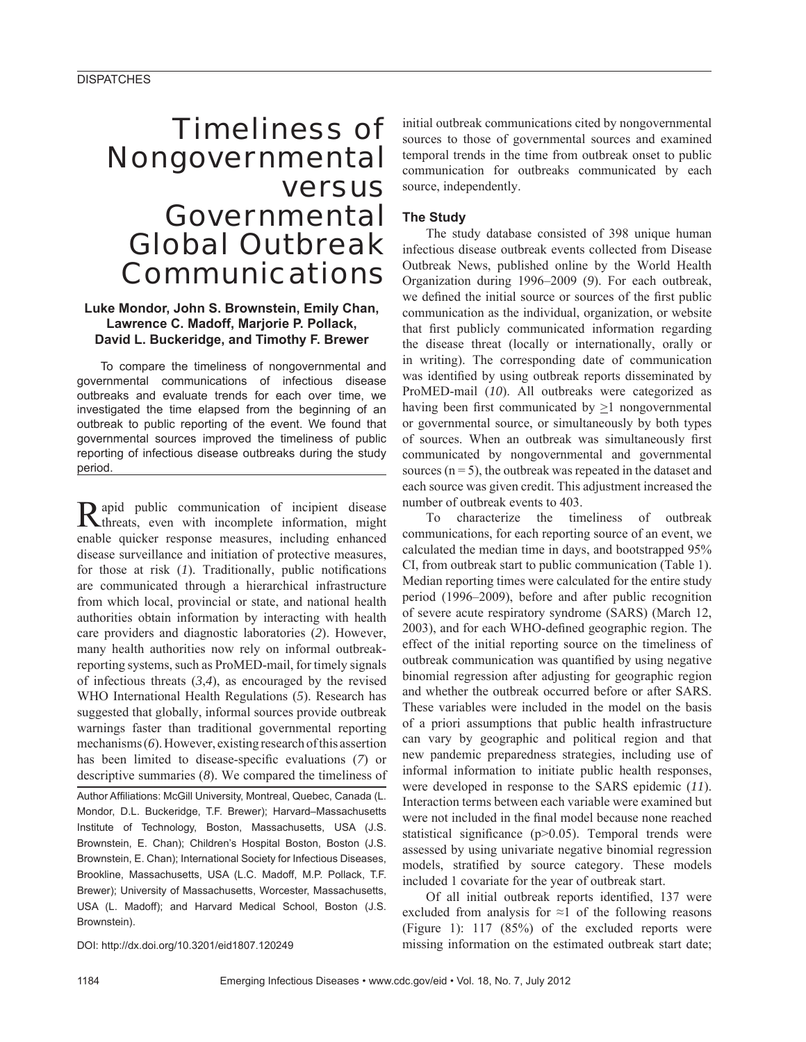# Timeliness of Nongovernmental versus Governmental Global Outbreak Communications

**Luke Mondor, John S. Brownstein, Emily Chan, Lawrence C. Madoff, Marjorie P. Pollack, David L. Buckeridge, and Timothy F. Brewer**

To compare the timeliness of nongovernmental and governmental communications of infectious disease outbreaks and evaluate trends for each over time, we investigated the time elapsed from the beginning of an outbreak to public reporting of the event. We found that governmental sources improved the timeliness of public reporting of infectious disease outbreaks during the study period.

Rapid public communication of incipient disease threats, even with incomplete information, might enable quicker response measures, including enhanced disease surveillance and initiation of protective measures, for those at risk (*1*). Traditionally, public notifications are communicated through a hierarchical infrastructure from which local, provincial or state, and national health authorities obtain information by interacting with health care providers and diagnostic laboratories (*2*). However, many health authorities now rely on informal outbreak-reporting systems, such as ProMED-mail, for timely signals of infectious threats (*3*,*4*), as encouraged by the revised WHO International Health Regulations (*5*). Research has suggested that globally, informal sources provide outbreak warnings faster than traditional governmental reporting mechanisms (*6*). However, existing research of this assertion has been limited to disease-specific evaluations (*7*) or descriptive summaries (*8*). We compared the timeliness of initial outbreak communications cited by nongovernmental sources to those of governmental sources and examined temporal trends in the time from outbreak onset to public communication for outbreaks communicated by each source, independently.

Author Affiliations: McGill University, Montreal, Quebec, Canada (L. Mondor, D.L. Buckeridge, T.F. Brewer); Harvard–Massachusetts Institute of Technology, Boston, Massachusetts, USA (J.S. Brownstein, E. Chan); Children's Hospital Boston, Boston (J.S. Brownstein, E. Chan); International Society for Infectious Diseases, Brookline, Massachusetts, USA (L.C. Madoff, M.P. Pollack, T.F. Brewer); University of Massachusetts, Worcester, Massachusetts, USA (L. Madoff); and Harvard Medical School, Boston (J.S. Brownstein).

DOI: http://dx.doi.org/10.3201/eid1807.120249

## The Study

The study database consisted of 398 unique human infectious disease outbreak events collected from Disease Outbreak News, published online by the World Health Organization during 1996–2009 (*9*). For each outbreak, we defined the initial source or sources of the first public communication as the individual, organization, or website that first publicly communicated information regarding the disease threat (locally or internationally, orally or in writing). The corresponding date of communication was identified by using outbreak reports disseminated by ProMED-mail (*10*). All outbreaks were categorized as having been first communicated by $\geq$1 nongovernmental or governmental source, or simultaneously by both types of sources. When an outbreak was simultaneously first communicated by nongovernmental and governmental sources ($n = 5$), the outbreak was repeated in the dataset and each source was given credit. This adjustment increased the number of outbreak events to 403.

To characterize the timeliness of outbreak communications, for each reporting source of an event, we calculated the median time in days, and bootstrapped 95% CI, from outbreak start to public communication (Table 1). Median reporting times were calculated for the entire study period (1996–2009), before and after public recognition of severe acute respiratory syndrome (SARS) (March 12, 2003), and for each WHO-defined geographic region. The effect of the initial reporting source on the timeliness of outbreak communication was quantified by using negative binomial regression after adjusting for geographic region and whether the outbreak occurred before or after SARS. These variables were included in the model on the basis of a priori assumptions that public health infrastructure can vary by geographic and political region and that new pandemic preparedness strategies, including use of informal information to initiate public health responses, were developed in response to the SARS epidemic (*11*). Interaction terms between each variable were examined but were not included in the final model because none reached statistical significance ($p > 0.05$). Temporal trends were assessed by using univariate negative binomial regression models, stratified by source category. These models included 1 covariate for the year of outbreak start.

Of all initial outbreak reports identified, 137 were excluded from analysis for ≈1 of the following reasons (Figure 1): 117 (85%) of the excluded reports were missing information on the estimated outbreak start date;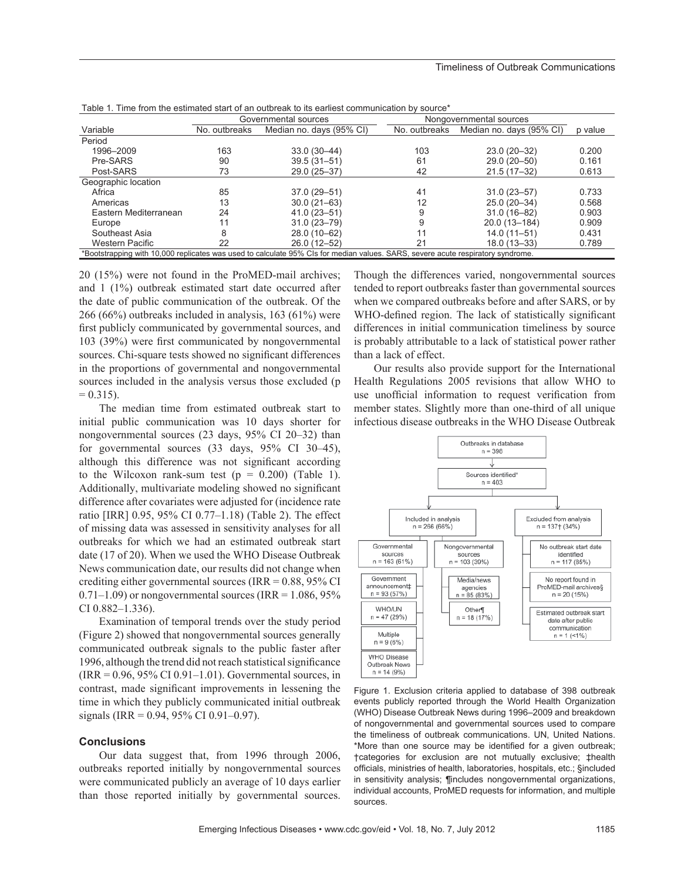Table 1. Time from the estimated start of an outbreak to its earliest communication by source*

| Variable | Governmental sources | | Nongovernmental sources | | p value |
|---|---|---|---|---|---|
| | No. outbreaks | Median no. days (95% CI) | No. outbreaks | Median no. days (95% CI) | |
| Period | | | | | |
| 1996–2009 | 163 | 33.0 (30–44) | 103 | 23.0 (20–32) | 0.200 |
| Pre-SARS | 90 | 39.5 (31–51) | 61 | 29.0 (20–50) | 0.161 |
| Post-SARS | 73 | 29.0 (25–37) | 42 | 21.5 (17–32) | 0.613 |
| Geographic location | | | | | |
| Africa | 85 | 37.0 (29–51) | 41 | 31.0 (23–57) | 0.733 |
| Americas | 13 | 30.0 (21–63) | 12 | 25.0 (20–34) | 0.568 |
| Eastern Mediterranean | 24 | 41.0 (23–51) | 9 | 31.0 (16–82) | 0.903 |
| Europe | 11 | 31.0 (23–79) | 9 | 20.0 (13–184) | 0.909 |
| Southeast Asia | 8 | 28.0 (10–62) | 11 | 14.0 (11–51) | 0.431 |
| Western Pacific | 22 | 26.0 (12–52) | 21 | 18.0 (13–33) | 0.789 |

*Bootstrapping with 10,000 replicates was used to calculate 95% CIs for median values. SARS, severe acute respiratory syndrome.

20 (15%) were not found in the ProMED-mail archives; and 1 (1%) outbreak estimated start date occurred after the date of public communication of the outbreak. Of the 266 (66%) outbreaks included in analysis, 163 (61%) were first publicly communicated by governmental sources, and 103 (39%) were first communicated by nongovernmental sources. Chi-square tests showed no significant differences in the proportions of governmental and nongovernmental sources included in the analysis versus those excluded ($p = 0.315$).

The median time from estimated outbreak start to initial public communication was 10 days shorter for nongovernmental sources (23 days, 95% CI 20–32) than for governmental sources (33 days, 95% CI 30–45), although this difference was not significant according to the Wilcoxon rank-sum test ($p = 0.200$) (Table 1). Additionally, multivariate modeling showed no significant difference after covariates were adjusted for (incidence rate ratio [IRR] 0.95, 95% CI 0.77–1.18) (Table 2). The effect of missing data was assessed in sensitivity analyses for all outbreaks for which we had an estimated outbreak start date (17 of 20). When we used the WHO Disease Outbreak News communication date, our results did not change when crediting either governmental sources (IRR = 0.88, 95% CI 0.71–1.09) or nongovernmental sources (IRR = 1.086, 95% CI 0.882–1.336).

Examination of temporal trends over the study period (Figure 2) showed that nongovernmental sources generally communicated outbreak signals to the public faster after 1996, although the trend did not reach statistical significance (IRR = 0.96, 95% CI 0.91–1.01). Governmental sources, in contrast, made significant improvements in lessening the time in which they publicly communicated initial outbreak signals (IRR = 0.94, 95% CI 0.91–0.97).

## Conclusions

Our data suggest that, from 1996 through 2006, outbreaks reported initially by nongovernmental sources were communicated publicly an average of 10 days earlier than those reported initially by governmental sources. Though the differences varied, nongovernmental sources tended to report outbreaks faster than governmental sources when we compared outbreaks before and after SARS, or by WHO-defined region. The lack of statistically significant differences in initial communication timeliness by source is probably attributable to a lack of statistical power rather than a lack of effect.

Our results also provide support for the International Health Regulations 2005 revisions that allow WHO to use unofficial information to request verification from member states. Slightly more than one-third of all unique infectious disease outbreaks in the WHO Disease Outbreak

Outbreaks in database n = 398 → Sources identified* n = 403

- Included in analysis n = 266 (66%)
  - Governmental sources n = 163 (61%)
    - Government announcement‡ n = 93 (57%)
    - WHO/UN n = 47 (29%)
    - Multiple n = 9 (6%)
    - WHO Disease Outbreak News n = 14 (9%)
  - Nongovernmental sources n = 103 (39%)
    - Media/news agencies n = 85 (83%)
    - Other¶ n = 18 (17%)
- Excluded from analysis n = 137† (34%)
  - No outbreak start date identified n = 117 (85%)
  - No report found in ProMED-mail archives§ n = 20 (15%)
  - Estimated outbreak start date after public communication n = 1 (<1%)

Figure 1. Exclusion criteria applied to database of 398 outbreak events publicly reported through the World Health Organization (WHO) Disease Outbreak News during 1996–2009 and breakdown of nongovernmental and governmental sources used to compare the timeliness of outbreak communications. UN, United Nations. *More than one source may be identified for a given outbreak; †categories for exclusion are not mutually exclusive; ‡health officials, ministries of health, laboratories, hospitals, etc.; §included in sensitivity analysis; ¶includes nongovernmental organizations, individual accounts, ProMED requests for information, and multiple sources.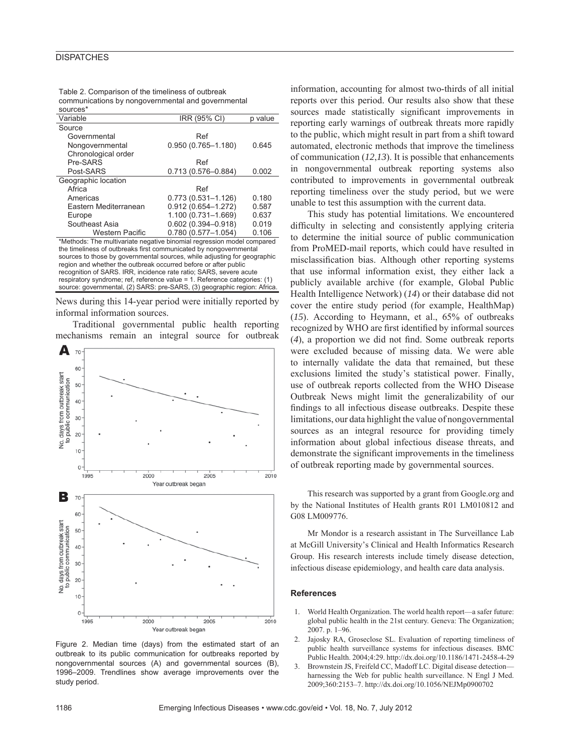Table 2. Comparison of the timeliness of outbreak communications by nongovernmental and governmental sources*

| Variable | IRR (95% CI) | p value |
|---|---|---|
| Source | | |
| Governmental | Ref | |
| Nongovernmental | 0.950 (0.765–1.180) | 0.645 |
| Chronological order | | |
| Pre-SARS | Ref | |
| Post-SARS | 0.713 (0.576–0.884) | 0.002 |
| Geographic location | | |
| Africa | Ref | |
| Americas | 0.773 (0.531–1.126) | 0.180 |
| Eastern Mediterranean | 0.912 (0.654–1.272) | 0.587 |
| Europe | 1.100 (0.731–1.669) | 0.637 |
| Southeast Asia | 0.602 (0.394–0.918) | 0.019 |
| Western Pacific | 0.780 (0.577–1.054) | 0.106 |

*Methods: The multivariate negative binomial regression model compared the timeliness of outbreaks first communicated by nongovernmental sources to those by governmental sources, while adjusting for geographic region and whether the outbreak occurred before or after public recognition of SARS. IRR, incidence rate ratio; SARS, severe acute respiratory syndrome; ref, reference value = 1. Reference categories: (1) source: governmental, (2) SARS: pre-SARS, (3) geographic region: Africa.

News during this 14-year period were initially reported by informal information sources.

Traditional governmental public health reporting mechanisms remain an integral source for outbreak information, accounting for almost two-thirds of all initial reports over this period. Our results also show that these sources made statistically significant improvements in reporting early warnings of outbreak threats more rapidly to the public, which might result in part from a shift toward automated, electronic methods that improve the timeliness of communication (*12*,*13*). It is possible that enhancements in nongovernmental outbreak reporting systems also contributed to improvements in governmental outbreak reporting timeliness over the study period, but we were unable to test this assumption with the current data.

This study has potential limitations. We encountered difficulty in selecting and consistently applying criteria to determine the initial source of public communication from ProMED-mail reports, which could have resulted in misclassification bias. Although other reporting systems that use informal information exist, they either lack a publicly available archive (for example, Global Public Health Intelligence Network) (*14*) or their database did not cover the entire study period (for example, HealthMap) (*15*). According to Heymann, et al., 65% of outbreaks recognized by WHO are first identified by informal sources (*4*), a proportion we did not find. Some outbreak reports were excluded because of missing data. We were able to internally validate the data that remained, but these exclusions limited the study's statistical power. Finally, use of outbreak reports collected from the WHO Disease Outbreak News might limit the generalizability of our findings to all infectious disease outbreaks. Despite these limitations, our data highlight the value of nongovernmental sources as an integral resource for providing timely information about global infectious disease threats, and demonstrate the significant improvements in the timeliness of outbreak reporting made by governmental sources.

Figure 2. Median time (days) from the estimated start of an outbreak to its public communication for outbreaks reported by nongovernmental sources (A) and governmental sources (B), 1996–2009. Trendlines show average improvements over the study period.

This research was supported by a grant from Google.org and by the National Institutes of Health grants R01 LM010812 and G08 LM009776.

Mr Mondor is a research assistant in The Surveillance Lab at McGill University's Clinical and Health Informatics Research Group. His research interests include timely disease detection, infectious disease epidemiology, and health care data analysis.

## References

1. World Health Organization. The world health report—a safer future: global public health in the 21st century. Geneva: The Organization; 2007. p. 1–96.
2. Jajosky RA, Groseclose SL. Evaluation of reporting timeliness of public health surveillance systems for infectious diseases. BMC Public Health. 2004;4:29. http://dx.doi.org/10.1186/1471-2458-4-29
3. Brownstein JS, Freifeld CC, Madoff LC. Digital disease detection—harnessing the Web for public health surveillance. N Engl J Med. 2009;360:2153–7. http://dx.doi.org/10.1056/NEJMp0900702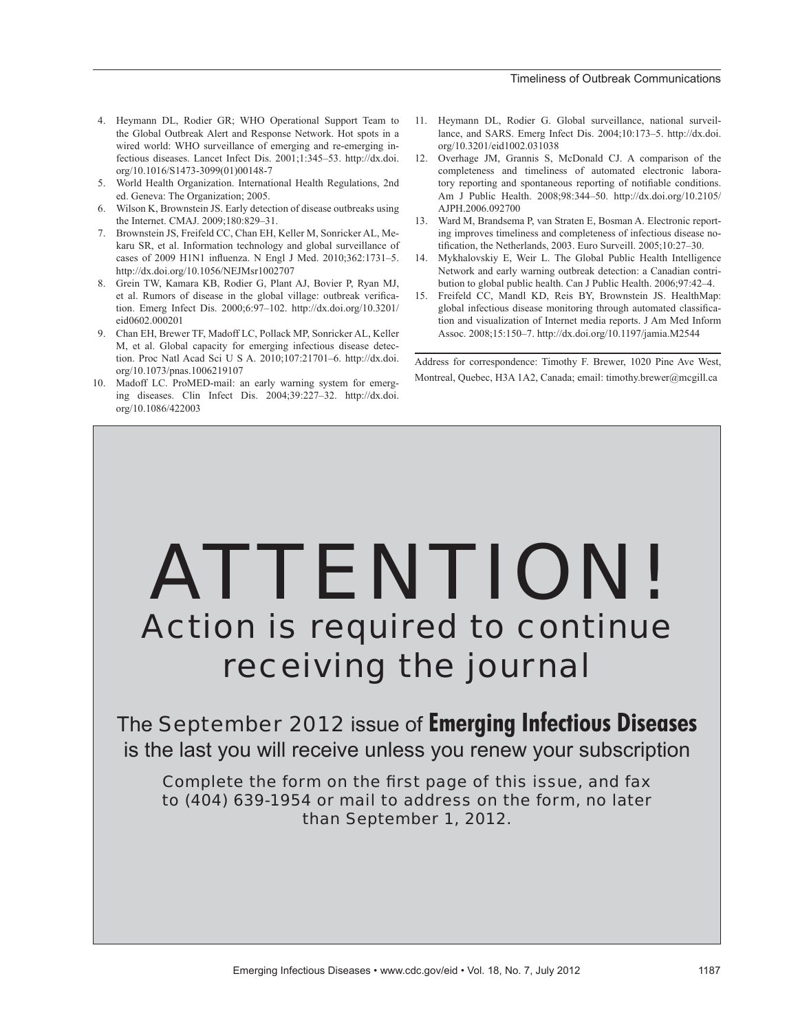4. Heymann DL, Rodier GR; WHO Operational Support Team to the Global Outbreak Alert and Response Network. Hot spots in a wired world: WHO surveillance of emerging and re-emerging infectious diseases. Lancet Infect Dis. 2001;1:345–53. http://dx.doi.org/10.1016/S1473-3099(01)00148-7
5. World Health Organization. International Health Regulations, 2nd ed. Geneva: The Organization; 2005.
6. Wilson K, Brownstein JS. Early detection of disease outbreaks using the Internet. CMAJ. 2009;180:829–31.
7. Brownstein JS, Freifeld CC, Chan EH, Keller M, Sonricker AL, Mekaru SR, et al. Information technology and global surveillance of cases of 2009 H1N1 influenza. N Engl J Med. 2010;362:1731–5. http://dx.doi.org/10.1056/NEJMsr1002707
8. Grein TW, Kamara KB, Rodier G, Plant AJ, Bovier P, Ryan MJ, et al. Rumors of disease in the global village: outbreak verification. Emerg Infect Dis. 2000;6:97–102. http://dx.doi.org/10.3201/eid0602.000201
9. Chan EH, Brewer TF, Madoff LC, Pollack MP, Sonricker AL, Keller M, et al. Global capacity for emerging infectious disease detection. Proc Natl Acad Sci U S A. 2010;107:21701–6. http://dx.doi.org/10.1073/pnas.1006219107
10. Madoff LC. ProMED-mail: an early warning system for emerging diseases. Clin Infect Dis. 2004;39:227–32. http://dx.doi.org/10.1086/422003
11. Heymann DL, Rodier G. Global surveillance, national surveillance, and SARS. Emerg Infect Dis. 2004;10:173–5. http://dx.doi.org/10.3201/eid1002.031038
12. Overhage JM, Grannis S, McDonald CJ. A comparison of the completeness and timeliness of automated electronic laboratory reporting and spontaneous reporting of notifiable conditions. Am J Public Health. 2008;98:344–50. http://dx.doi.org/10.2105/AJPH.2006.092700
13. Ward M, Brandsema P, van Straten E, Bosman A. Electronic reporting improves timeliness and completeness of infectious disease notification, the Netherlands, 2003. Euro Surveill. 2005;10:27–30.
14. Mykhalovskiy E, Weir L. The Global Public Health Intelligence Network and early warning outbreak detection: a Canadian contribution to global public health. Can J Public Health. 2006;97:42–4.
15. Freifeld CC, Mandl KD, Reis BY, Brownstein JS. HealthMap: global infectious disease monitoring through automated classification and visualization of Internet media reports. J Am Med Inform Assoc. 2008;15:150–7. http://dx.doi.org/10.1197/jamia.M2544

Address for correspondence: Timothy F. Brewer, 1020 Pine Ave West, Montreal, Quebec, H3A 1A2, Canada; email: timothy.brewer@mcgill.ca

# ATTENTION!

## Action is required to continue receiving the journal

The September 2012 issue of **Emerging Infectious Diseases** is the last you will receive unless you renew your subscription

Complete the form on the first page of this issue, and fax to (404) 639-1954 or mail to address on the form, no later than September 1, 2012.